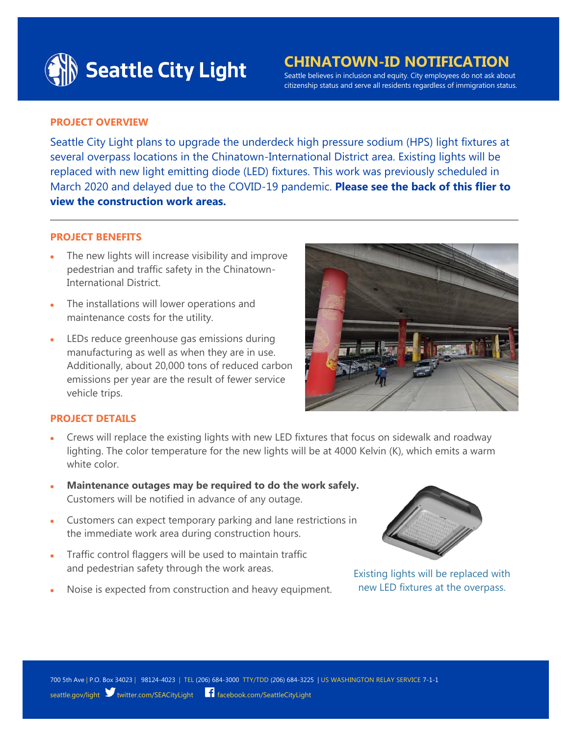# Seattle City Light

## CHINATOWN-ID NOTIFICATION

Seattle believes in inclusion and equity. City employees do not ask about citizenship status and serve all residents regardless of immigration status.

### PROJECT OVERVIEW

Seattle City Light plans to upgrade the underdeck high pressure sodium (HPS) light fixtures at several overpass locations in the Chinatown-International District area. Existing lights will be replaced with new light emitting diode (LED) fixtures. This work was previously scheduled in March 2020 and delayed due to the COVID-19 pandemic. **Please see the back of this flier to view the construction work areas.**

---

### PROJECT BENEFITS

- The new lights will increase visibility and improve pedestrian and traffic safety in the Chinatown-International District.
- The installations will lower operations and maintenance costs for the utility.
- LEDs reduce greenhouse gas emissions during manufacturing as well as when they are in use. Additionally, about 20,000 tons of reduced carbon emissions per year are the result of fewer service vehicle trips.

### PROJECT DETAILS

- Crews will replace the existing lights with new LED fixtures that focus on sidewalk and roadway lighting. The color temperature for the new lights will be at 4000 Kelvin (K), which emits a warm white color.
- **Maintenance outages may be required to do the work safely.** Customers will be notified in advance of any outage.
- Customers can expect temporary parking and lane restrictions in the immediate work area during construction hours.
- Traffic control flaggers will be used to maintain traffic and pedestrian safety through the work areas.
- Noise is expected from construction and heavy equipment.

Existing lights will be replaced with new LED fixtures at the overpass.

700 5th Ave | P.O. Box 34023 | 98124-4023 | TEL (206) 684-3000 TTY/TDD (206) 684-3225 | US WASHINGTON RELAY SERVICE 7-1-1

seattle.gov/light twitter.com/SEACityLight facebook.com/SeattleCityLight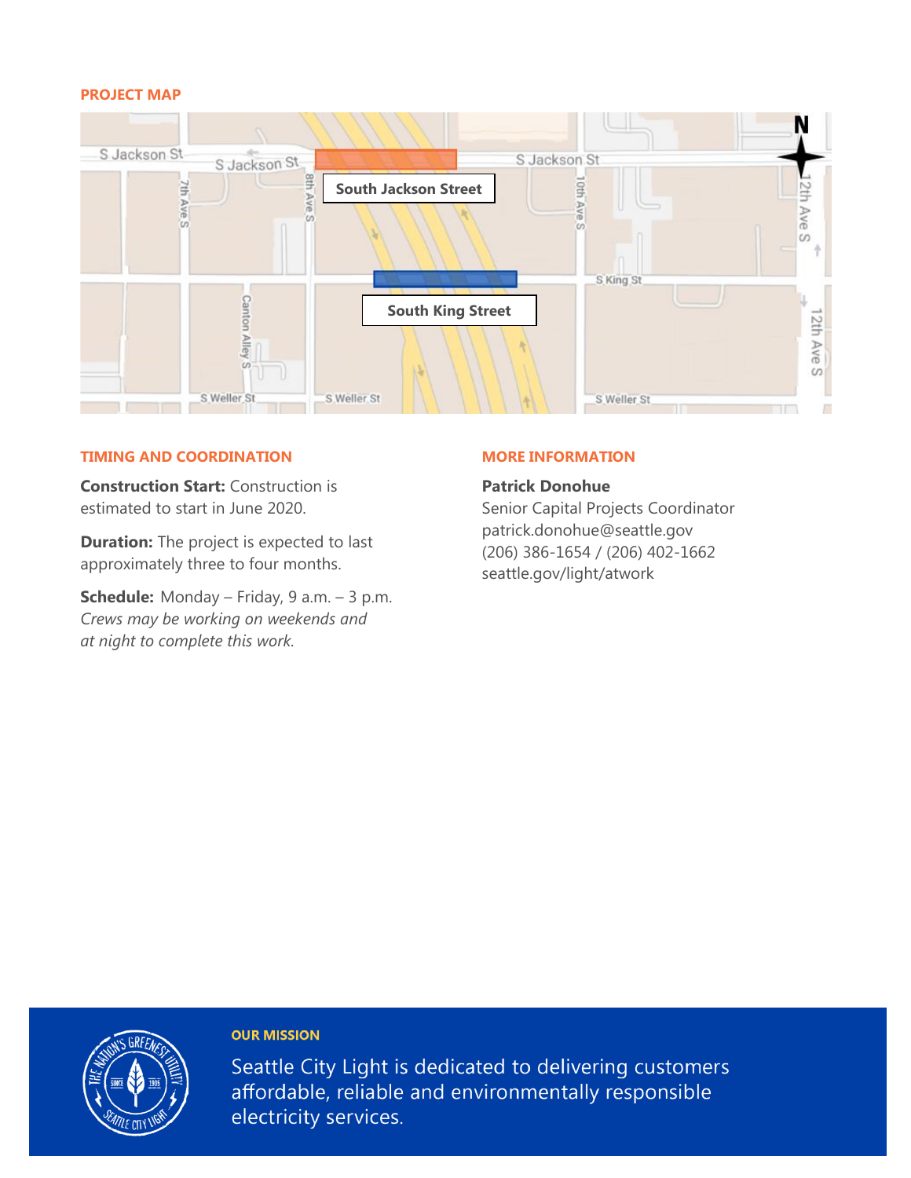## PROJECT MAP

S Jackson St
S Jackson St
S Jackson St
7th Ave S
8th Ave S
10th Ave S
12th Ave S
South Jackson Street
S King St
South King Street
Canton Alley S
S Weller St
S Weller St
S Weller St
12th Ave S
N

## TIMING AND COORDINATION

**Construction Start:** Construction is estimated to start in June 2020.

**Duration:** The project is expected to last approximately three to four months.

**Schedule:** Monday – Friday, 9 a.m. – 3 p.m.
*Crews may be working on weekends and at night to complete this work.*

## MORE INFORMATION

**Patrick Donohue**
Senior Capital Projects Coordinator
patrick.donohue@seattle.gov
(206) 386-1654 / (206) 402-1662
seattle.gov/light/atwork

THE NATION'S GREENEST UTILITY · SINCE 1905 · SEATTLE CITY LIGHT

### OUR MISSION

Seattle City Light is dedicated to delivering customers affordable, reliable and environmentally responsible electricity services.